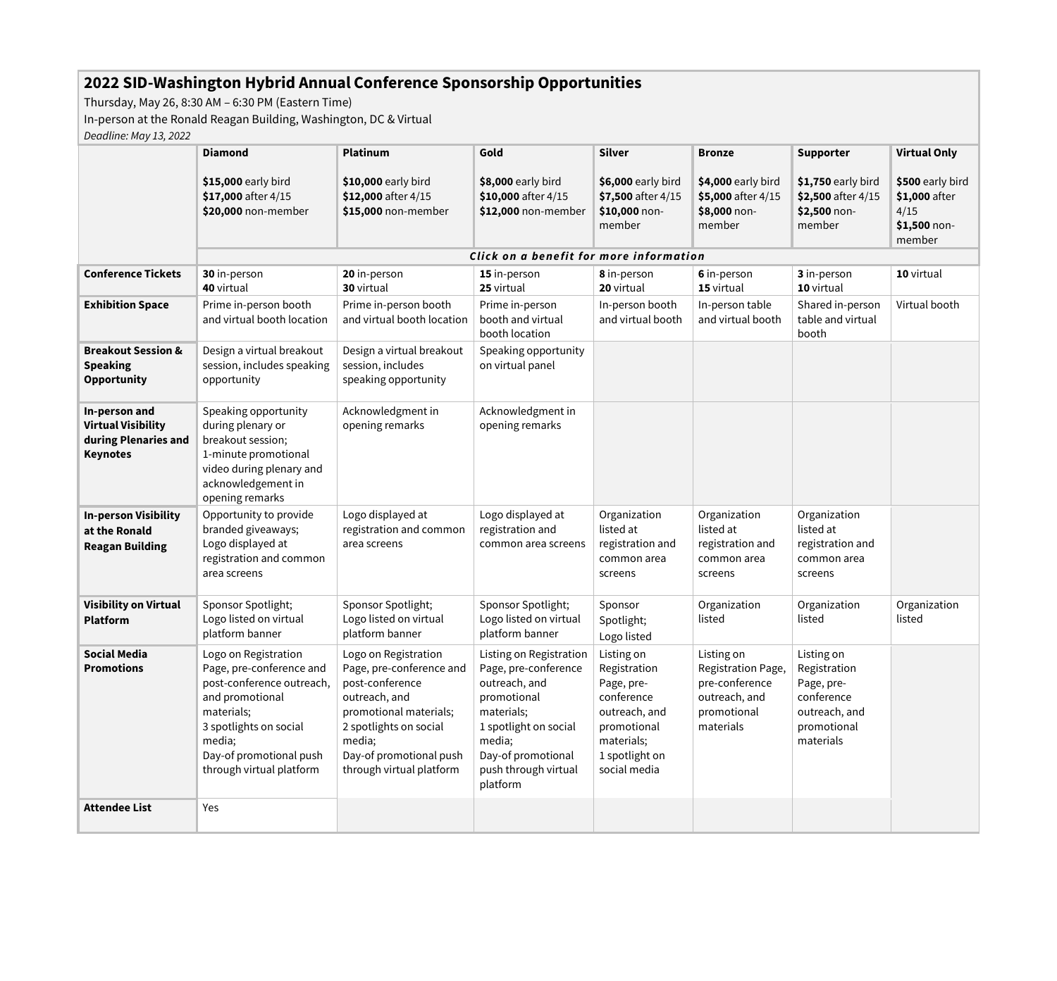## 2022 SID-Washington Hybrid Annual Conference Sponsorship Opportunities

Thursday, May 26, 8:30 AM – 6:30 PM (Eastern Time)

In-person at the Ronald Reagan Building, Washington, DC & Virtual

*Deadline: May 13, 2022*

| | Diamond | Platinum | Gold | Silver | Bronze | Supporter | Virtual Only |
|---|---|---|---|---|---|---|---|
| | **$15,000** early bird<br>**$17,000** after 4/15<br>**$20,000** non-member | **$10,000** early bird<br>**$12,000** after 4/15<br>**$15,000** non-member | **$8,000** early bird<br>**$10,000** after 4/15<br>**$12,000** non-member | **$6,000** early bird<br>**$7,500** after 4/15<br>**$10,000** non-member | **$4,000** early bird<br>**$5,000** after 4/15<br>**$8,000** non-member | **$1,750** early bird<br>**$2,500** after 4/15<br>**$2,500** non-member | **$500** early bird<br>**$1,000** after 4/15<br>**$1,500** non-member |
| | ***Click on a benefit for more information*** | | | | | | |
| **Conference Tickets** | **30** in-person<br>**40** virtual | **20** in-person<br>**30** virtual | **15** in-person<br>**25** virtual | **8** in-person<br>**20** virtual | **6** in-person<br>**15** virtual | **3** in-person<br>**10** virtual | **10** virtual |
| **Exhibition Space** | Prime in-person booth and virtual booth location | Prime in-person booth and virtual booth location | Prime in-person booth and virtual booth location | In-person booth and virtual booth | In-person table and virtual booth | Shared in-person table and virtual booth | Virtual booth |
| **Breakout Session & Speaking Opportunity** | Design a virtual breakout session, includes speaking opportunity | Design a virtual breakout session, includes speaking opportunity | Speaking opportunity on virtual panel | | | | |
| **In-person and Virtual Visibility during Plenaries and Keynotes** | Speaking opportunity during plenary or breakout session;<br>1-minute promotional video during plenary and acknowledgement in opening remarks | Acknowledgment in opening remarks | Acknowledgment in opening remarks | | | | |
| **In-person Visibility at the Ronald Reagan Building** | Opportunity to provide branded giveaways;<br>Logo displayed at registration and common area screens | Logo displayed at registration and common area screens | Logo displayed at registration and common area screens | Organization listed at registration and common area screens | Organization listed at registration and common area screens | Organization listed at registration and common area screens | |
| **Visibility on Virtual Platform** | Sponsor Spotlight;<br>Logo listed on virtual platform banner | Sponsor Spotlight;<br>Logo listed on virtual platform banner | Sponsor Spotlight;<br>Logo listed on virtual platform banner | Sponsor Spotlight;<br>Logo listed | Organization listed | Organization listed | Organization listed |
| **Social Media Promotions** | Logo on Registration Page, pre-conference and post-conference outreach, and promotional materials;<br>3 spotlights on social media;<br>Day-of promotional push through virtual platform | Logo on Registration Page, pre-conference and post-conference outreach, and promotional materials;<br>2 spotlights on social media;<br>Day-of promotional push through virtual platform | Listing on Registration Page, pre-conference outreach, and promotional materials;<br>1 spotlight on social media;<br>Day-of promotional push through virtual platform | Listing on Registration Page, pre-conference outreach, and promotional materials;<br>1 spotlight on social media | Listing on Registration Page, pre-conference outreach, and promotional materials | Listing on Registration Page, pre-conference outreach, and promotional materials | |
| **Attendee List** | Yes | | | | | | |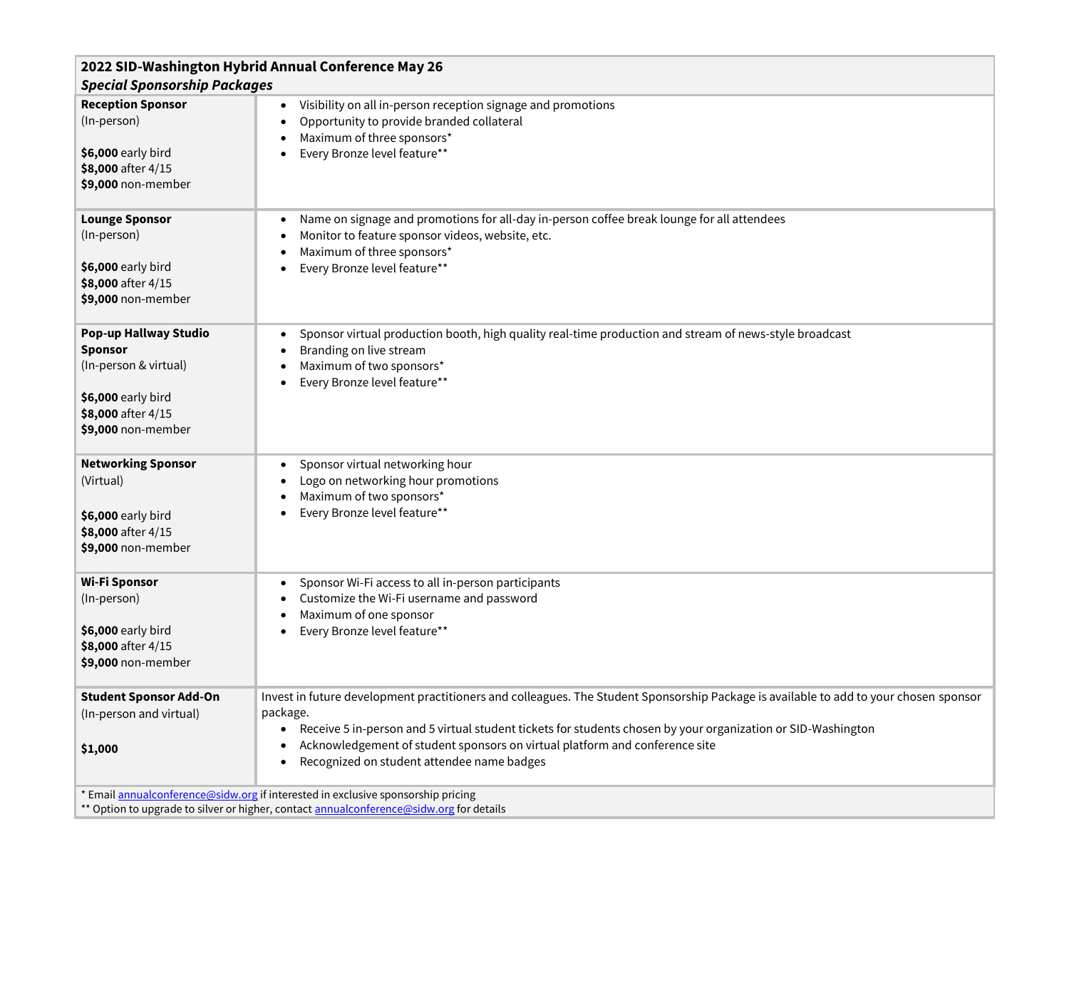| **2022 SID-Washington Hybrid Annual Conference May 26**<br>***Special Sponsorship Packages*** | |
|---|---|
| **Reception Sponsor**<br>(In-person)<br><br>**$6,000** early bird<br>**$8,000** after 4/15<br>**$9,000** non-member | • Visibility on all in-person reception signage and promotions<br>• Opportunity to provide branded collateral<br>• Maximum of three sponsors*<br>• Every Bronze level feature** |
| **Lounge Sponsor**<br>(In-person)<br><br>**$6,000** early bird<br>**$8,000** after 4/15<br>**$9,000** non-member | • Name on signage and promotions for all-day in-person coffee break lounge for all attendees<br>• Monitor to feature sponsor videos, website, etc.<br>• Maximum of three sponsors*<br>• Every Bronze level feature** |
| **Pop-up Hallway Studio Sponsor**<br>(In-person & virtual)<br><br>**$6,000** early bird<br>**$8,000** after 4/15<br>**$9,000** non-member | • Sponsor virtual production booth, high quality real-time production and stream of news-style broadcast<br>• Branding on live stream<br>• Maximum of two sponsors*<br>• Every Bronze level feature** |
| **Networking Sponsor**<br>(Virtual)<br><br>**$6,000** early bird<br>**$8,000** after 4/15<br>**$9,000** non-member | • Sponsor virtual networking hour<br>• Logo on networking hour promotions<br>• Maximum of two sponsors*<br>• Every Bronze level feature** |
| **Wi-Fi Sponsor**<br>(In-person)<br><br>**$6,000** early bird<br>**$8,000** after 4/15<br>**$9,000** non-member | • Sponsor Wi-Fi access to all in-person participants<br>• Customize the Wi-Fi username and password<br>• Maximum of one sponsor<br>• Every Bronze level feature** |
| **Student Sponsor Add-On**<br>(In-person and virtual)<br><br>**$1,000** | Invest in future development practitioners and colleagues. The Student Sponsorship Package is available to add to your chosen sponsor package.<br>• Receive 5 in-person and 5 virtual student tickets for students chosen by your organization or SID-Washington<br>• Acknowledgement of student sponsors on virtual platform and conference site<br>• Recognized on student attendee name badges |
| * Email annualconference@sidw.org if interested in exclusive sponsorship pricing<br>** Option to upgrade to silver or higher, contact annualconference@sidw.org for details | |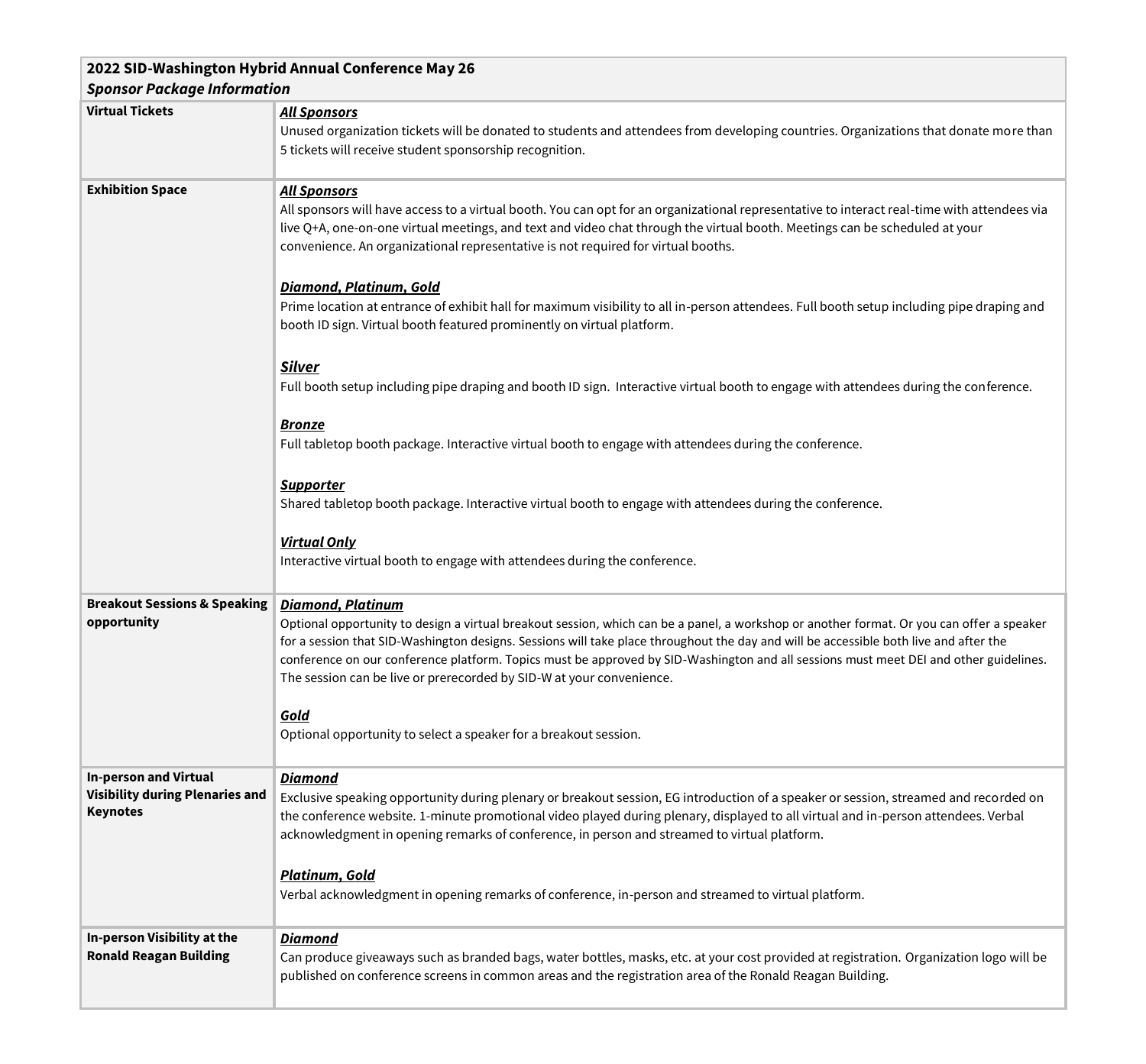| 2022 SID-Washington Hybrid Annual Conference May 26<br>***Sponsor Package Information*** | |
|---|---|
| **Virtual Tickets** | ***<u>All Sponsors</u>***<br>Unused organization tickets will be donated to students and attendees from developing countries. Organizations that donate more than 5 tickets will receive student sponsorship recognition. |
| **Exhibition Space** | ***<u>All Sponsors</u>***<br>All sponsors will have access to a virtual booth. You can opt for an organizational representative to interact real-time with attendees via live Q+A, one-on-one virtual meetings, and text and video chat through the virtual booth. Meetings can be scheduled at your convenience. An organizational representative is not required for virtual booths.<br><br>***<u>Diamond, Platinum, Gold</u>***<br>Prime location at entrance of exhibit hall for maximum visibility to all in-person attendees. Full booth setup including pipe draping and booth ID sign. Virtual booth featured prominently on virtual platform.<br><br>***<u>Silver</u>***<br>Full booth setup including pipe draping and booth ID sign. Interactive virtual booth to engage with attendees during the conference.<br><br>***<u>Bronze</u>***<br>Full tabletop booth package. Interactive virtual booth to engage with attendees during the conference.<br><br>***<u>Supporter</u>***<br>Shared tabletop booth package. Interactive virtual booth to engage with attendees during the conference.<br><br>***<u>Virtual Only</u>***<br>Interactive virtual booth to engage with attendees during the conference. |
| **Breakout Sessions & Speaking opportunity** | ***<u>Diamond, Platinum</u>***<br>Optional opportunity to design a virtual breakout session, which can be a panel, a workshop or another format. Or you can offer a speaker for a session that SID-Washington designs. Sessions will take place throughout the day and will be accessible both live and after the conference on our conference platform. Topics must be approved by SID-Washington and all sessions must meet DEI and other guidelines. The session can be live or prerecorded by SID-W at your convenience.<br><br>***<u>Gold</u>***<br>Optional opportunity to select a speaker for a breakout session. |
| **In-person and Virtual Visibility during Plenaries and Keynotes** | ***<u>Diamond</u>***<br>Exclusive speaking opportunity during plenary or breakout session, EG introduction of a speaker or session, streamed and recorded on the conference website. 1-minute promotional video played during plenary, displayed to all virtual and in-person attendees. Verbal acknowledgment in opening remarks of conference, in person and streamed to virtual platform.<br><br>***<u>Platinum, Gold</u>***<br>Verbal acknowledgment in opening remarks of conference, in-person and streamed to virtual platform. |
| **In-person Visibility at the Ronald Reagan Building** | ***<u>Diamond</u>***<br>Can produce giveaways such as branded bags, water bottles, masks, etc. at your cost provided at registration. Organization logo will be published on conference screens in common areas and the registration area of the Ronald Reagan Building. |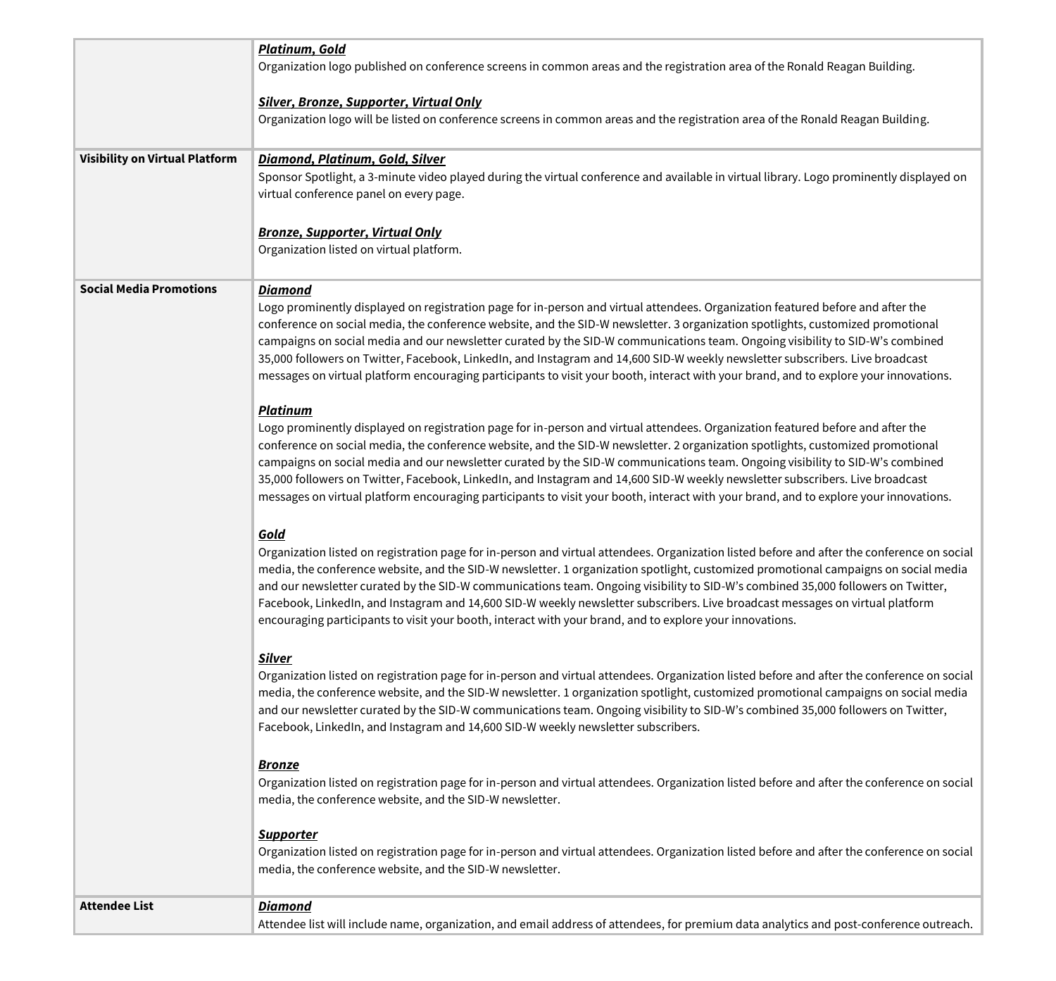| | |
|---|---|
| | ***Platinum, Gold***<br>Organization logo published on conference screens in common areas and the registration area of the Ronald Reagan Building.<br><br>***Silver, Bronze, Supporter, Virtual Only***<br>Organization logo will be listed on conference screens in common areas and the registration area of the Ronald Reagan Building. |
| **Visibility on Virtual Platform** | ***Diamond, Platinum, Gold, Silver***<br>Sponsor Spotlight, a 3-minute video played during the virtual conference and available in virtual library. Logo prominently displayed on virtual conference panel on every page.<br><br>***Bronze, Supporter, Virtual Only***<br>Organization listed on virtual platform. |
| **Social Media Promotions** | ***Diamond***<br>Logo prominently displayed on registration page for in-person and virtual attendees. Organization featured before and after the conference on social media, the conference website, and the SID-W newsletter. 3 organization spotlights, customized promotional campaigns on social media and our newsletter curated by the SID-W communications team. Ongoing visibility to SID-W's combined 35,000 followers on Twitter, Facebook, LinkedIn, and Instagram and 14,600 SID-W weekly newsletter subscribers. Live broadcast messages on virtual platform encouraging participants to visit your booth, interact with your brand, and to explore your innovations.<br><br>***Platinum***<br>Logo prominently displayed on registration page for in-person and virtual attendees. Organization featured before and after the conference on social media, the conference website, and the SID-W newsletter. 2 organization spotlights, customized promotional campaigns on social media and our newsletter curated by the SID-W communications team. Ongoing visibility to SID-W's combined 35,000 followers on Twitter, Facebook, LinkedIn, and Instagram and 14,600 SID-W weekly newsletter subscribers. Live broadcast messages on virtual platform encouraging participants to visit your booth, interact with your brand, and to explore your innovations.<br><br>***Gold***<br>Organization listed on registration page for in-person and virtual attendees. Organization listed before and after the conference on social media, the conference website, and the SID-W newsletter. 1 organization spotlight, customized promotional campaigns on social media and our newsletter curated by the SID-W communications team. Ongoing visibility to SID-W's combined 35,000 followers on Twitter, Facebook, LinkedIn, and Instagram and 14,600 SID-W weekly newsletter subscribers. Live broadcast messages on virtual platform encouraging participants to visit your booth, interact with your brand, and to explore your innovations.<br><br>***Silver***<br>Organization listed on registration page for in-person and virtual attendees. Organization listed before and after the conference on social media, the conference website, and the SID-W newsletter. 1 organization spotlight, customized promotional campaigns on social media and our newsletter curated by the SID-W communications team. Ongoing visibility to SID-W's combined 35,000 followers on Twitter, Facebook, LinkedIn, and Instagram and 14,600 SID-W weekly newsletter subscribers.<br><br>***Bronze***<br>Organization listed on registration page for in-person and virtual attendees. Organization listed before and after the conference on social media, the conference website, and the SID-W newsletter.<br><br>***Supporter***<br>Organization listed on registration page for in-person and virtual attendees. Organization listed before and after the conference on social media, the conference website, and the SID-W newsletter. |
| **Attendee List** | ***Diamond***<br>Attendee list will include name, organization, and email address of attendees, for premium data analytics and post-conference outreach. |